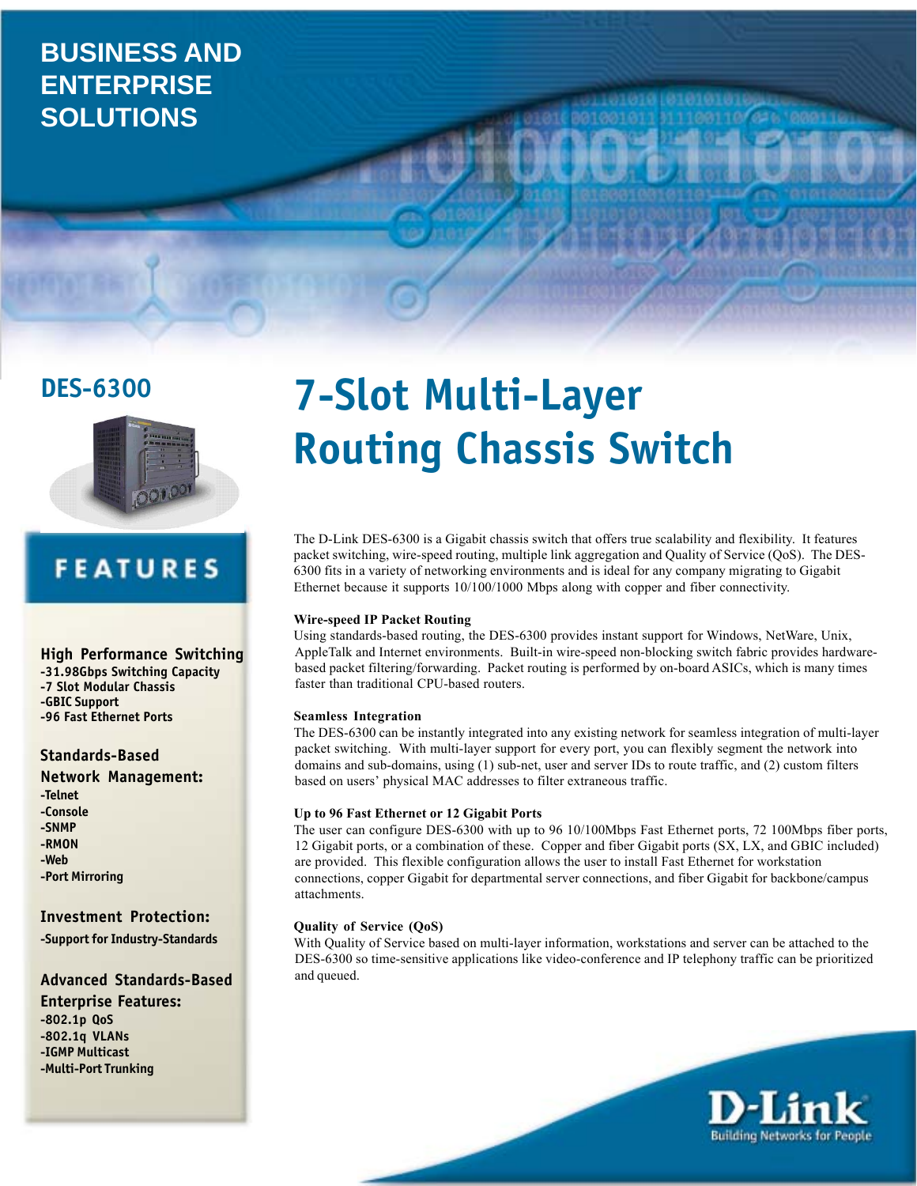BUSINESS AND ENTERPRISE SOLUTIONS

## DES-6300

# 7-Slot Multi-Layer Routing Chassis Switch

## FEATURES

### High Performance Switching
- -31.98Gbps Switching Capacity
- -7 Slot Modular Chassis
- -GBIC Support
- -96 Fast Ethernet Ports

### Standards-Based Network Management:
- -Telnet
- -Console
- -SNMP
- -RMON
- -Web
- -Port Mirroring

### Investment Protection:
- -Support for Industry-Standards

### Advanced Standards-Based Enterprise Features:
- -802.1p QoS
- -802.1q VLANs
- -IGMP Multicast
- -Multi-Port Trunking

The D-Link DES-6300 is a Gigabit chassis switch that offers true scalability and flexibility. It features packet switching, wire-speed routing, multiple link aggregation and Quality of Service (QoS). The DES-6300 fits in a variety of networking environments and is ideal for any company migrating to Gigabit Ethernet because it supports 10/100/1000 Mbps along with copper and fiber connectivity.

**Wire-speed IP Packet Routing**

Using standards-based routing, the DES-6300 provides instant support for Windows, NetWare, Unix, AppleTalk and Internet environments. Built-in wire-speed non-blocking switch fabric provides hardware-based packet filtering/forwarding. Packet routing is performed by on-board ASICs, which is many times faster than traditional CPU-based routers.

**Seamless Integration**

The DES-6300 can be instantly integrated into any existing network for seamless integration of multi-layer packet switching. With multi-layer support for every port, you can flexibly segment the network into domains and sub-domains, using (1) sub-net, user and server IDs to route traffic, and (2) custom filters based on users' physical MAC addresses to filter extraneous traffic.

**Up to 96 Fast Ethernet or 12 Gigabit Ports**

The user can configure DES-6300 with up to 96 10/100Mbps Fast Ethernet ports, 72 100Mbps fiber ports, 12 Gigabit ports, or a combination of these. Copper and fiber Gigabit ports (SX, LX, and GBIC included) are provided. This flexible configuration allows the user to install Fast Ethernet for workstation connections, copper Gigabit for departmental server connections, and fiber Gigabit for backbone/campus attachments.

**Quality of Service (QoS)**

With Quality of Service based on multi-layer information, workstations and server can be attached to the DES-6300 so time-sensitive applications like video-conference and IP telephony traffic can be prioritized and queued.

D-Link
Building Networks for People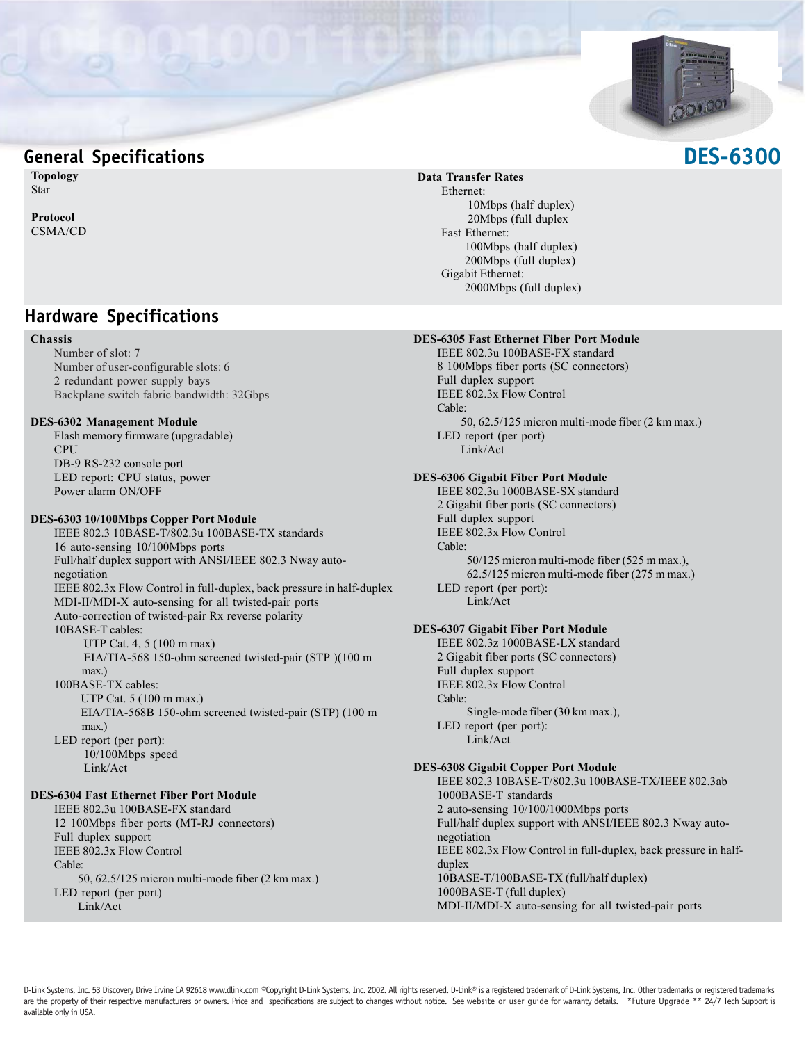# DES-6300

## General Specifications

**Topology**
Star

**Protocol**
CSMA/CD

**Data Transfer Rates**
- Ethernet:
  - 10Mbps (half duplex)
  - 20Mbps (full duplex
- Fast Ethernet:
  - 100Mbps (half duplex)
  - 200Mbps (full duplex)
- Gigabit Ethernet:
  - 2000Mbps (full duplex)

## Hardware Specifications

**Chassis**
- Number of slot: 7
- Number of user-configurable slots: 6
- 2 redundant power supply bays
- Backplane switch fabric bandwidth: 32Gbps

**DES-6302 Management Module**
- Flash memory firmware (upgradable)
- CPU
- DB-9 RS-232 console port
- LED report: CPU status, power
- Power alarm ON/OFF

**DES-6303 10/100Mbps Copper Port Module**
- IEEE 802.3 10BASE-T/802.3u 100BASE-TX standards
- 16 auto-sensing 10/100Mbps ports
- Full/half duplex support with ANSI/IEEE 802.3 Nway auto-negotiation
- IEEE 802.3x Flow Control in full-duplex, back pressure in half-duplex
- MDI-II/MDI-X auto-sensing for all twisted-pair ports
- Auto-correction of twisted-pair Rx reverse polarity
- 10BASE-T cables:
  - UTP Cat. 4, 5 (100 m max)
  - EIA/TIA-568 150-ohm screened twisted-pair (STP )(100 m max.)
- 100BASE-TX cables:
  - UTP Cat. 5 (100 m max.)
  - EIA/TIA-568B 150-ohm screened twisted-pair (STP) (100 m max.)
- LED report (per port):
  - 10/100Mbps speed
  - Link/Act

**DES-6304 Fast Ethernet Fiber Port Module**
- IEEE 802.3u 100BASE-FX standard
- 12 100Mbps fiber ports (MT-RJ connectors)
- Full duplex support
- IEEE 802.3x Flow Control
- Cable:
  - 50, 62.5/125 micron multi-mode fiber (2 km max.)
- LED report (per port)
  - Link/Act

**DES-6305 Fast Ethernet Fiber Port Module**
- IEEE 802.3u 100BASE-FX standard
- 8 100Mbps fiber ports (SC connectors)
- Full duplex support
- IEEE 802.3x Flow Control
- Cable:
  - 50, 62.5/125 micron multi-mode fiber (2 km max.)
- LED report (per port)
  - Link/Act

**DES-6306 Gigabit Fiber Port Module**
- IEEE 802.3u 1000BASE-SX standard
- 2 Gigabit fiber ports (SC connectors)
- Full duplex support
- IEEE 802.3x Flow Control
- Cable:
  - 50/125 micron multi-mode fiber (525 m max.),
  - 62.5/125 micron multi-mode fiber (275 m max.)
- LED report (per port):
  - Link/Act

**DES-6307 Gigabit Fiber Port Module**
- IEEE 802.3z 1000BASE-LX standard
- 2 Gigabit fiber ports (SC connectors)
- Full duplex support
- IEEE 802.3x Flow Control
- Cable:
  - Single-mode fiber (30 km max.),
- LED report (per port):
  - Link/Act

**DES-6308 Gigabit Copper Port Module**
- IEEE 802.3 10BASE-T/802.3u 100BASE-TX/IEEE 802.3ab 1000BASE-T standards
- 2 auto-sensing 10/100/1000Mbps ports
- Full/half duplex support with ANSI/IEEE 802.3 Nway auto-negotiation
- IEEE 802.3x Flow Control in full-duplex, back pressure in half-duplex
- 10BASE-T/100BASE-TX (full/half duplex)
- 1000BASE-T (full duplex)
- MDI-II/MDI-X auto-sensing for all twisted-pair ports

D-Link Systems, Inc. 53 Discovery Drive Irvine CA 92618 www.dlink.com ©Copyright D-Link Systems, Inc. 2002. All rights reserved. D-Link® is a registered trademark of D-Link Systems, Inc. Other trademarks or registered trademarks are the property of their respective manufacturers or owners. Price and specifications are subject to changes without notice. See website or user guide for warranty details. *Future Upgrade ** 24/7 Tech Support is available only in USA.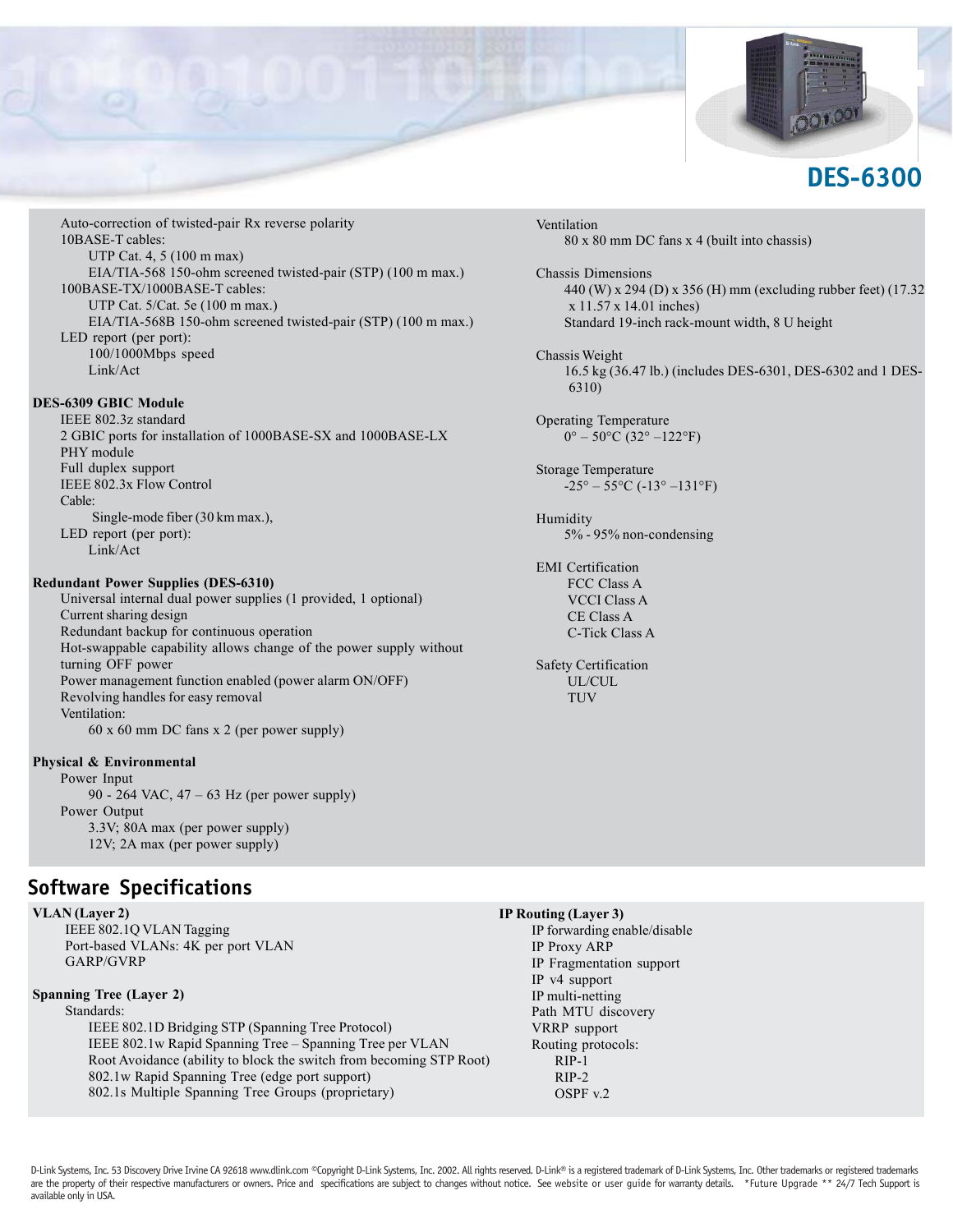# DES-6300

Auto-correction of twisted-pair Rx reverse polarity
10BASE-T cables:
- UTP Cat. 4, 5 (100 m max)
- EIA/TIA-568 150-ohm screened twisted-pair (STP) (100 m max.)

100BASE-TX/1000BASE-T cables:
- UTP Cat. 5/Cat. 5e (100 m max.)
- EIA/TIA-568B 150-ohm screened twisted-pair (STP) (100 m max.)

LED report (per port):
- 100/1000Mbps speed
- Link/Act

**DES-6309 GBIC Module**

IEEE 802.3z standard
2 GBIC ports for installation of 1000BASE-SX and 1000BASE-LX PHY module
Full duplex support
IEEE 802.3x Flow Control
Cable:
- Single-mode fiber (30 km max.),

LED report (per port):
- Link/Act

**Redundant Power Supplies (DES-6310)**

Universal internal dual power supplies (1 provided, 1 optional)
Current sharing design
Redundant backup for continuous operation
Hot-swappable capability allows change of the power supply without turning OFF power
Power management function enabled (power alarm ON/OFF)
Revolving handles for easy removal
Ventilation:
- 60 x 60 mm DC fans x 2 (per power supply)

**Physical & Environmental**

Power Input
- 90 - 264 VAC, 47 – 63 Hz (per power supply)

Power Output
- 3.3V; 80A max (per power supply)
- 12V; 2A max (per power supply)

Ventilation
- 80 x 80 mm DC fans x 4 (built into chassis)

Chassis Dimensions
- 440 (W) x 294 (D) x 356 (H) mm (excluding rubber feet) (17.32 x 11.57 x 14.01 inches)
- Standard 19-inch rack-mount width, 8 U height

Chassis Weight
- 16.5 kg (36.47 lb.) (includes DES-6301, DES-6302 and 1 DES-6310)

Operating Temperature
- 0° – 50°C (32° –122°F)

Storage Temperature
- -25° – 55°C (-13° –131°F)

Humidity
- 5% - 95% non-condensing

EMI Certification
- FCC Class A
- VCCI Class A
- CE Class A
- C-Tick Class A

Safety Certification
- UL/CUL
- TUV

## Software Specifications

**VLAN (Layer 2)**

IEEE 802.1Q VLAN Tagging
Port-based VLANs: 4K per port VLAN
GARP/GVRP

**Spanning Tree (Layer 2)**

Standards:
- IEEE 802.1D Bridging STP (Spanning Tree Protocol)
- IEEE 802.1w Rapid Spanning Tree – Spanning Tree per VLAN
- Root Avoidance (ability to block the switch from becoming STP Root)
- 802.1w Rapid Spanning Tree (edge port support)
- 802.1s Multiple Spanning Tree Groups (proprietary)

**IP Routing (Layer 3)**

IP forwarding enable/disable
IP Proxy ARP
IP Fragmentation support
IP v4 support
IP multi-netting
Path MTU discovery
VRRP support
Routing protocols:
- RIP-1
- RIP-2
- OSPF v.2

D-Link Systems, Inc. 53 Discovery Drive Irvine CA 92618 www.dlink.com ©Copyright D-Link Systems, Inc. 2002. All rights reserved. D-Link® is a registered trademark of D-Link Systems, Inc. Other trademarks or registered trademarks are the property of their respective manufacturers or owners. Price and specifications are subject to changes without notice. See website or user guide for warranty details. *Future Upgrade ** 24/7 Tech Support is available only in USA.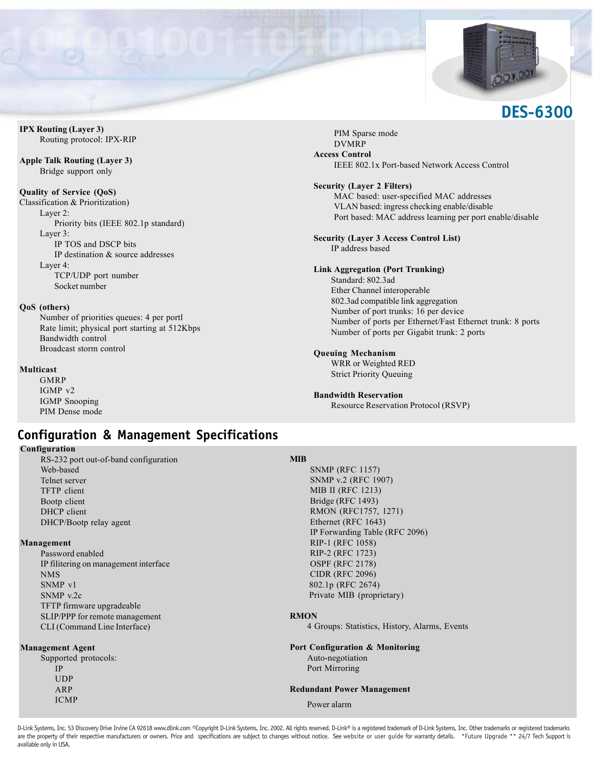# DES-6300

**IPX Routing (Layer 3)**
Routing protocol: IPX-RIP

**Apple Talk Routing (Layer 3)**
Bridge support only

**Quality of Service (QoS)**
Classification & Prioritization)
- Layer 2:
  - Priority bits (IEEE 802.1p standard)
- Layer 3:
  - IP TOS and DSCP bits
  - IP destination & source addresses
- Layer 4:
  - TCP/UDP port number
  - Socket number

**QoS (others)**
- Number of priorities queues: 4 per portl
- Rate limit; physical port starting at 512Kbps
- Bandwidth control
- Broadcast storm control

**Multicast**
- GMRP
- IGMP v2
- IGMP Snooping
- PIM Dense mode
- PIM Sparse mode
- DVMRP

**Access Control**
IEEE 802.1x Port-based Network Access Control

**Security (Layer 2 Filters)**
- MAC based: user-specified MAC addresses
- VLAN based: ingress checking enable/disable
- Port based: MAC address learning per port enable/disable

**Security (Layer 3 Access Control List)**
IP address based

**Link Aggregation (Port Trunking)**
- Standard: 802.3ad
- Ether Channel interoperable
- 802.3ad compatible link aggregation
- Number of port trunks: 16 per device
- Number of ports per Ethernet/Fast Ethernet trunk: 8 ports
- Number of ports per Gigabit trunk: 2 ports

**Queuing Mechanism**
- WRR or Weighted RED
- Strict Priority Queuing

**Bandwidth Reservation**
Resource Reservation Protocol (RSVP)

## Configuration & Management Specifications

**Configuration**
- RS-232 port out-of-band configuration
- Web-based
- Telnet server
- TFTP client
- Bootp client
- DHCP client
- DHCP/Bootp relay agent

**Management**
- Password enabled
- IP filitering on management interface
- NMS
- SNMP v1
- SNMP v.2c
- TFTP firmware upgradeable
- SLIP/PPP for remote management
- CLI (Command Line Interface)

**Management Agent**
Supported protocols:
- IP
- UDP
- ARP
- ICMP

**MIB**
- SNMP (RFC 1157)
- SNMP v.2 (RFC 1907)
- MIB II (RFC 1213)
- Bridge (RFC 1493)
- RMON (RFC1757, 1271)
- Ethernet (RFC 1643)
- IP Forwarding Table (RFC 2096)
- RIP-1 (RFC 1058)
- RIP-2 (RFC 1723)
- OSPF (RFC 2178)
- CIDR (RFC 2096)
- 802.1p (RFC 2674)
- Private MIB (proprietary)

**RMON**
4 Groups: Statistics, History, Alarms, Events

**Port Configuration & Monitoring**
- Auto-negotiation
- Port Mirroring

**Redundant Power Management**
Power alarm

D-Link Systems, Inc. 53 Discovery Drive Irvine CA 92618 www.dlink.com ©Copyright D-Link Systems, Inc. 2002. All rights reserved. D-Link® is a registered trademark of D-Link Systems, Inc. Other trademarks or registered trademarks are the property of their respective manufacturers or owners. Price and specifications are subject to changes without notice. See website or user guide for warranty details. *Future Upgrade ** 24/7 Tech Support is available only in USA.